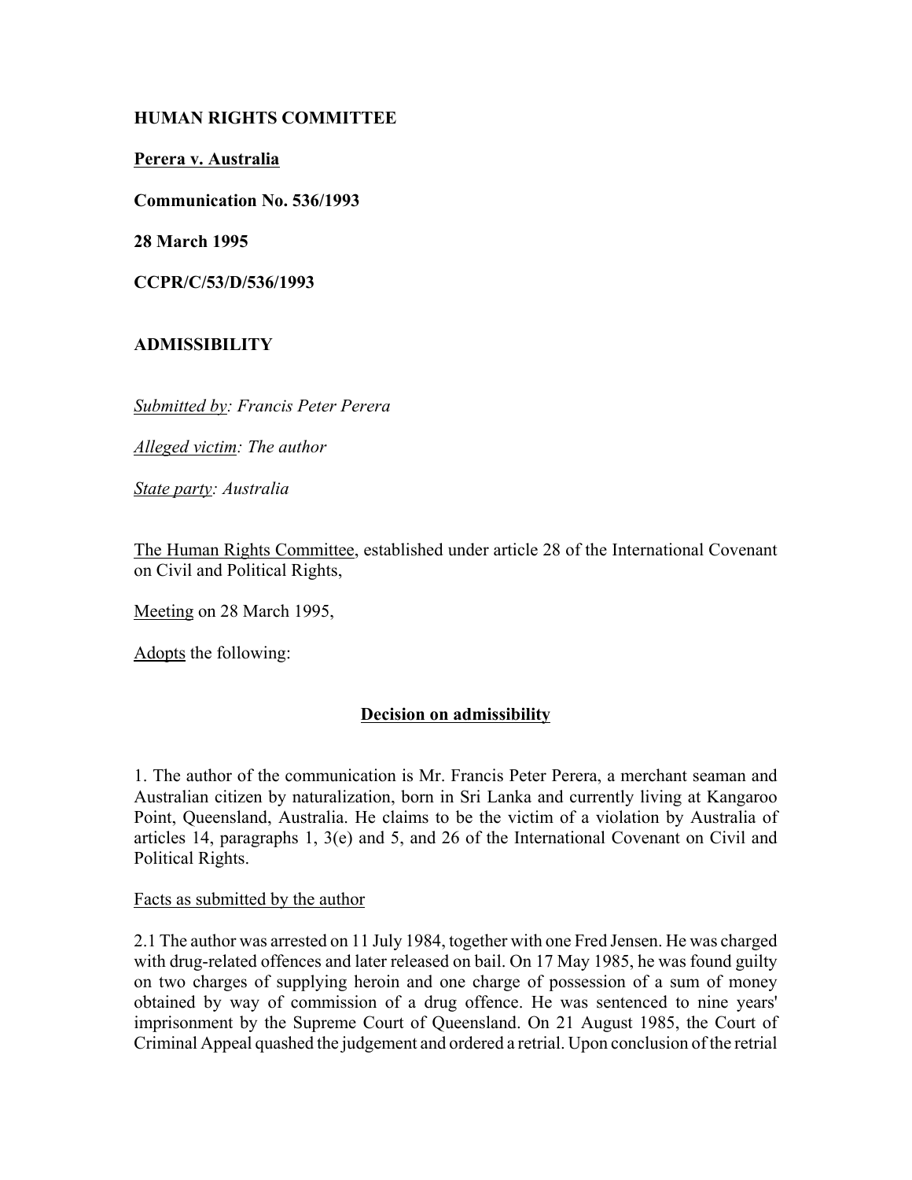**HUMAN RIGHTS COMMITTEE**

**Perera v. Australia**

**Communication No. 536/1993**

**28 March 1995**

**CCPR/C/53/D/536/1993**

**ADMISSIBILITY**

*Submitted by: Francis Peter Perera*

*Alleged victim: The author*

*State party: Australia*

The Human Rights Committee, established under article 28 of the International Covenant on Civil and Political Rights,

Meeting on 28 March 1995,

Adopts the following:

## Decision on admissibility

1. The author of the communication is Mr. Francis Peter Perera, a merchant seaman and Australian citizen by naturalization, born in Sri Lanka and currently living at Kangaroo Point, Queensland, Australia. He claims to be the victim of a violation by Australia of articles 14, paragraphs 1, 3(e) and 5, and 26 of the International Covenant on Civil and Political Rights.

Facts as submitted by the author

2.1 The author was arrested on 11 July 1984, together with one Fred Jensen. He was charged with drug-related offences and later released on bail. On 17 May 1985, he was found guilty on two charges of supplying heroin and one charge of possession of a sum of money obtained by way of commission of a drug offence. He was sentenced to nine years' imprisonment by the Supreme Court of Queensland. On 21 August 1985, the Court of Criminal Appeal quashed the judgement and ordered a retrial. Upon conclusion of the retrial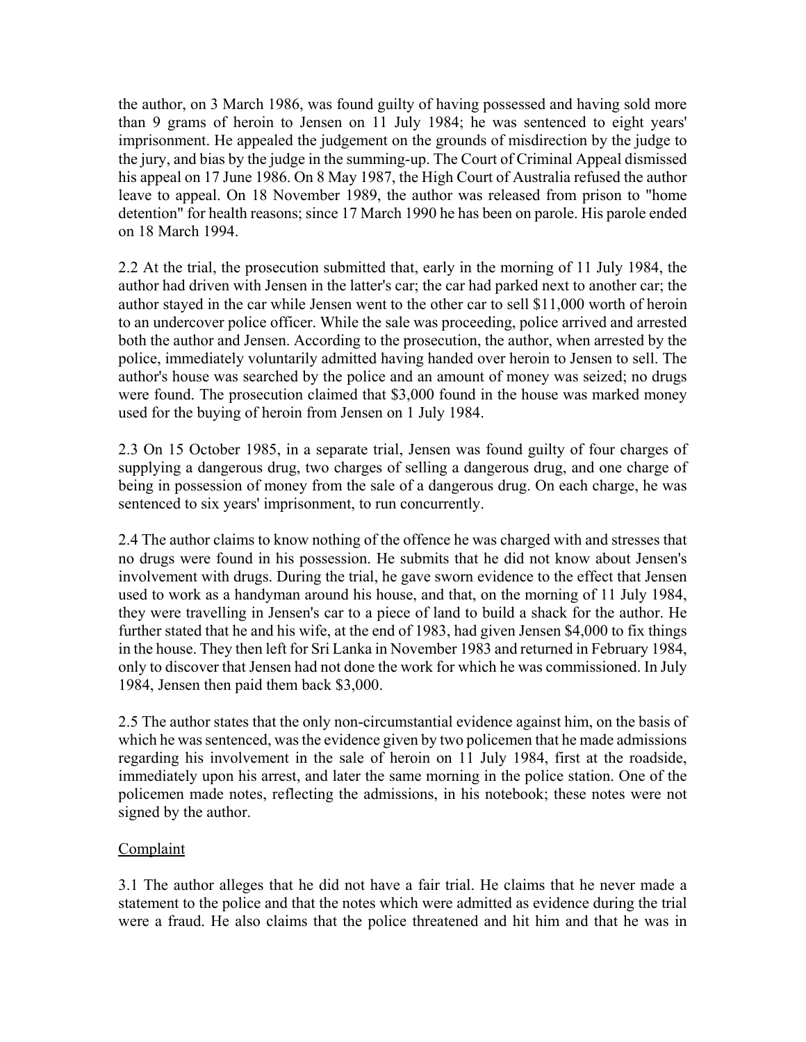the author, on 3 March 1986, was found guilty of having possessed and having sold more than 9 grams of heroin to Jensen on 11 July 1984; he was sentenced to eight years' imprisonment. He appealed the judgement on the grounds of misdirection by the judge to the jury, and bias by the judge in the summing-up. The Court of Criminal Appeal dismissed his appeal on 17 June 1986. On 8 May 1987, the High Court of Australia refused the author leave to appeal. On 18 November 1989, the author was released from prison to "home detention" for health reasons; since 17 March 1990 he has been on parole. His parole ended on 18 March 1994.

2.2 At the trial, the prosecution submitted that, early in the morning of 11 July 1984, the author had driven with Jensen in the latter's car; the car had parked next to another car; the author stayed in the car while Jensen went to the other car to sell $11,000 worth of heroin to an undercover police officer. While the sale was proceeding, police arrived and arrested both the author and Jensen. According to the prosecution, the author, when arrested by the police, immediately voluntarily admitted having handed over heroin to Jensen to sell. The author's house was searched by the police and an amount of money was seized; no drugs were found. The prosecution claimed that $3,000 found in the house was marked money used for the buying of heroin from Jensen on 1 July 1984.

2.3 On 15 October 1985, in a separate trial, Jensen was found guilty of four charges of supplying a dangerous drug, two charges of selling a dangerous drug, and one charge of being in possession of money from the sale of a dangerous drug. On each charge, he was sentenced to six years' imprisonment, to run concurrently.

2.4 The author claims to know nothing of the offence he was charged with and stresses that no drugs were found in his possession. He submits that he did not know about Jensen's involvement with drugs. During the trial, he gave sworn evidence to the effect that Jensen used to work as a handyman around his house, and that, on the morning of 11 July 1984, they were travelling in Jensen's car to a piece of land to build a shack for the author. He further stated that he and his wife, at the end of 1983, had given Jensen $4,000 to fix things in the house. They then left for Sri Lanka in November 1983 and returned in February 1984, only to discover that Jensen had not done the work for which he was commissioned. In July 1984, Jensen then paid them back $3,000.

2.5 The author states that the only non-circumstantial evidence against him, on the basis of which he was sentenced, was the evidence given by two policemen that he made admissions regarding his involvement in the sale of heroin on 11 July 1984, first at the roadside, immediately upon his arrest, and later the same morning in the police station. One of the policemen made notes, reflecting the admissions, in his notebook; these notes were not signed by the author.

Complaint

3.1 The author alleges that he did not have a fair trial. He claims that he never made a statement to the police and that the notes which were admitted as evidence during the trial were a fraud. He also claims that the police threatened and hit him and that he was in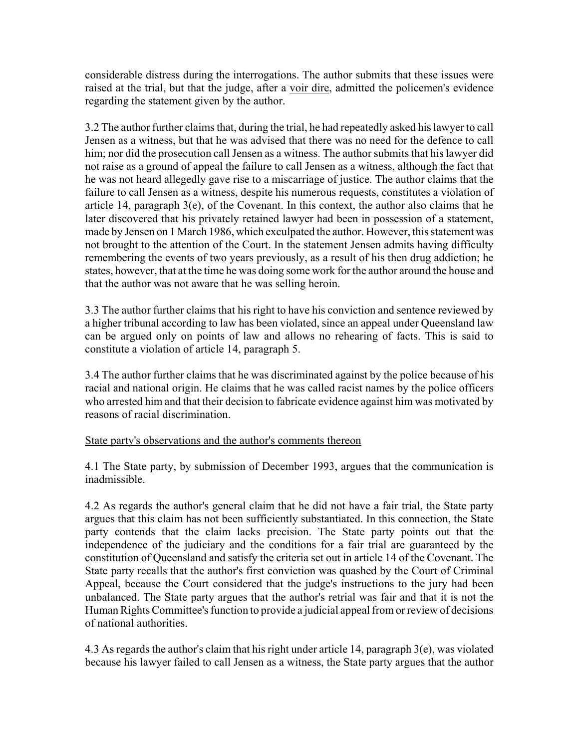considerable distress during the interrogations. The author submits that these issues were raised at the trial, but that the judge, after a voir dire, admitted the policemen's evidence regarding the statement given by the author.

3.2 The author further claims that, during the trial, he had repeatedly asked his lawyer to call Jensen as a witness, but that he was advised that there was no need for the defence to call him; nor did the prosecution call Jensen as a witness. The author submits that his lawyer did not raise as a ground of appeal the failure to call Jensen as a witness, although the fact that he was not heard allegedly gave rise to a miscarriage of justice. The author claims that the failure to call Jensen as a witness, despite his numerous requests, constitutes a violation of article 14, paragraph 3(e), of the Covenant. In this context, the author also claims that he later discovered that his privately retained lawyer had been in possession of a statement, made by Jensen on 1 March 1986, which exculpated the author. However, this statement was not brought to the attention of the Court. In the statement Jensen admits having difficulty remembering the events of two years previously, as a result of his then drug addiction; he states, however, that at the time he was doing some work for the author around the house and that the author was not aware that he was selling heroin.

3.3 The author further claims that his right to have his conviction and sentence reviewed by a higher tribunal according to law has been violated, since an appeal under Queensland law can be argued only on points of law and allows no rehearing of facts. This is said to constitute a violation of article 14, paragraph 5.

3.4 The author further claims that he was discriminated against by the police because of his racial and national origin. He claims that he was called racist names by the police officers who arrested him and that their decision to fabricate evidence against him was motivated by reasons of racial discrimination.

## State party's observations and the author's comments thereon

4.1 The State party, by submission of December 1993, argues that the communication is inadmissible.

4.2 As regards the author's general claim that he did not have a fair trial, the State party argues that this claim has not been sufficiently substantiated. In this connection, the State party contends that the claim lacks precision. The State party points out that the independence of the judiciary and the conditions for a fair trial are guaranteed by the constitution of Queensland and satisfy the criteria set out in article 14 of the Covenant. The State party recalls that the author's first conviction was quashed by the Court of Criminal Appeal, because the Court considered that the judge's instructions to the jury had been unbalanced. The State party argues that the author's retrial was fair and that it is not the Human Rights Committee's function to provide a judicial appeal from or review of decisions of national authorities.

4.3 As regards the author's claim that his right under article 14, paragraph 3(e), was violated because his lawyer failed to call Jensen as a witness, the State party argues that the author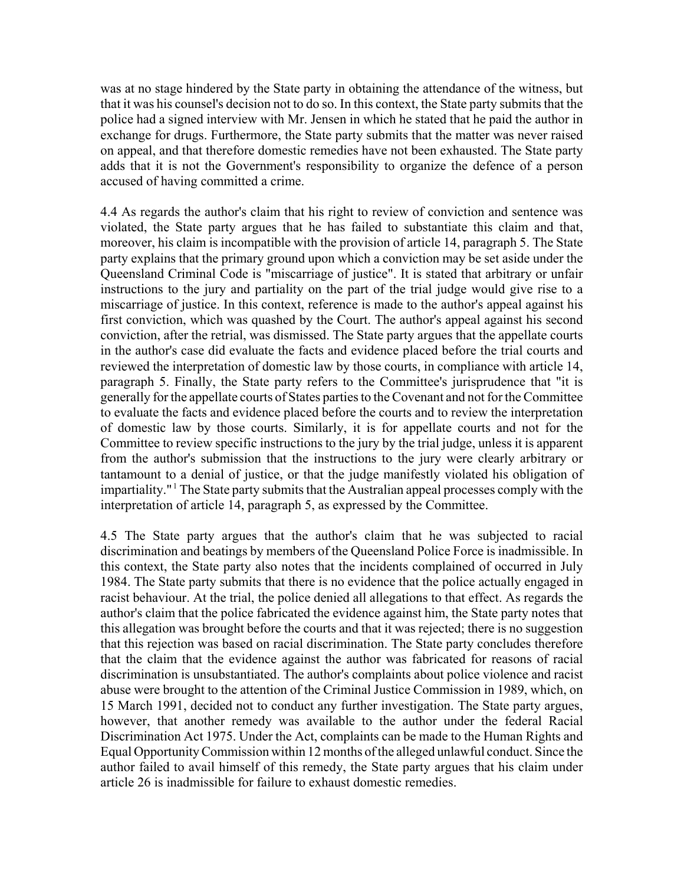was at no stage hindered by the State party in obtaining the attendance of the witness, but that it was his counsel's decision not to do so. In this context, the State party submits that the police had a signed interview with Mr. Jensen in which he stated that he paid the author in exchange for drugs. Furthermore, the State party submits that the matter was never raised on appeal, and that therefore domestic remedies have not been exhausted. The State party adds that it is not the Government's responsibility to organize the defence of a person accused of having committed a crime.

4.4 As regards the author's claim that his right to review of conviction and sentence was violated, the State party argues that he has failed to substantiate this claim and that, moreover, his claim is incompatible with the provision of article 14, paragraph 5. The State party explains that the primary ground upon which a conviction may be set aside under the Queensland Criminal Code is "miscarriage of justice". It is stated that arbitrary or unfair instructions to the jury and partiality on the part of the trial judge would give rise to a miscarriage of justice. In this context, reference is made to the author's appeal against his first conviction, which was quashed by the Court. The author's appeal against his second conviction, after the retrial, was dismissed. The State party argues that the appellate courts in the author's case did evaluate the facts and evidence placed before the trial courts and reviewed the interpretation of domestic law by those courts, in compliance with article 14, paragraph 5. Finally, the State party refers to the Committee's jurisprudence that "it is generally for the appellate courts of States parties to the Covenant and not for the Committee to evaluate the facts and evidence placed before the courts and to review the interpretation of domestic law by those courts. Similarly, it is for appellate courts and not for the Committee to review specific instructions to the jury by the trial judge, unless it is apparent from the author's submission that the instructions to the jury were clearly arbitrary or tantamount to a denial of justice, or that the judge manifestly violated his obligation of impartiality."[1] The State party submits that the Australian appeal processes comply with the interpretation of article 14, paragraph 5, as expressed by the Committee.

4.5 The State party argues that the author's claim that he was subjected to racial discrimination and beatings by members of the Queensland Police Force is inadmissible. In this context, the State party also notes that the incidents complained of occurred in July 1984. The State party submits that there is no evidence that the police actually engaged in racist behaviour. At the trial, the police denied all allegations to that effect. As regards the author's claim that the police fabricated the evidence against him, the State party notes that this allegation was brought before the courts and that it was rejected; there is no suggestion that this rejection was based on racial discrimination. The State party concludes therefore that the claim that the evidence against the author was fabricated for reasons of racial discrimination is unsubstantiated. The author's complaints about police violence and racist abuse were brought to the attention of the Criminal Justice Commission in 1989, which, on 15 March 1991, decided not to conduct any further investigation. The State party argues, however, that another remedy was available to the author under the federal Racial Discrimination Act 1975. Under the Act, complaints can be made to the Human Rights and Equal Opportunity Commission within 12 months of the alleged unlawful conduct. Since the author failed to avail himself of this remedy, the State party argues that his claim under article 26 is inadmissible for failure to exhaust domestic remedies.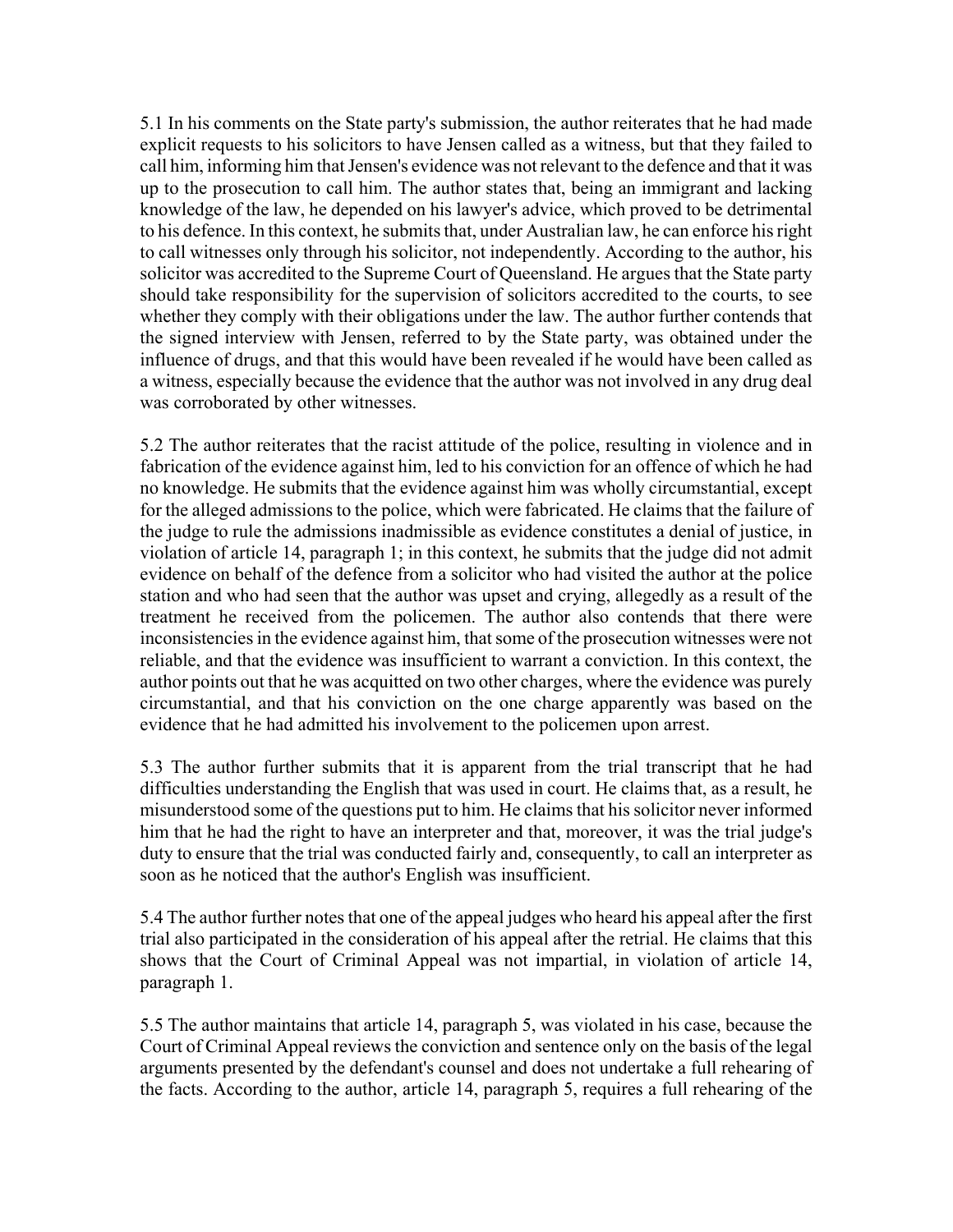5.1 In his comments on the State party's submission, the author reiterates that he had made explicit requests to his solicitors to have Jensen called as a witness, but that they failed to call him, informing him that Jensen's evidence was not relevant to the defence and that it was up to the prosecution to call him. The author states that, being an immigrant and lacking knowledge of the law, he depended on his lawyer's advice, which proved to be detrimental to his defence. In this context, he submits that, under Australian law, he can enforce his right to call witnesses only through his solicitor, not independently. According to the author, his solicitor was accredited to the Supreme Court of Queensland. He argues that the State party should take responsibility for the supervision of solicitors accredited to the courts, to see whether they comply with their obligations under the law. The author further contends that the signed interview with Jensen, referred to by the State party, was obtained under the influence of drugs, and that this would have been revealed if he would have been called as a witness, especially because the evidence that the author was not involved in any drug deal was corroborated by other witnesses.

5.2 The author reiterates that the racist attitude of the police, resulting in violence and in fabrication of the evidence against him, led to his conviction for an offence of which he had no knowledge. He submits that the evidence against him was wholly circumstantial, except for the alleged admissions to the police, which were fabricated. He claims that the failure of the judge to rule the admissions inadmissible as evidence constitutes a denial of justice, in violation of article 14, paragraph 1; in this context, he submits that the judge did not admit evidence on behalf of the defence from a solicitor who had visited the author at the police station and who had seen that the author was upset and crying, allegedly as a result of the treatment he received from the policemen. The author also contends that there were inconsistencies in the evidence against him, that some of the prosecution witnesses were not reliable, and that the evidence was insufficient to warrant a conviction. In this context, the author points out that he was acquitted on two other charges, where the evidence was purely circumstantial, and that his conviction on the one charge apparently was based on the evidence that he had admitted his involvement to the policemen upon arrest.

5.3 The author further submits that it is apparent from the trial transcript that he had difficulties understanding the English that was used in court. He claims that, as a result, he misunderstood some of the questions put to him. He claims that his solicitor never informed him that he had the right to have an interpreter and that, moreover, it was the trial judge's duty to ensure that the trial was conducted fairly and, consequently, to call an interpreter as soon as he noticed that the author's English was insufficient.

5.4 The author further notes that one of the appeal judges who heard his appeal after the first trial also participated in the consideration of his appeal after the retrial. He claims that this shows that the Court of Criminal Appeal was not impartial, in violation of article 14, paragraph 1.

5.5 The author maintains that article 14, paragraph 5, was violated in his case, because the Court of Criminal Appeal reviews the conviction and sentence only on the basis of the legal arguments presented by the defendant's counsel and does not undertake a full rehearing of the facts. According to the author, article 14, paragraph 5, requires a full rehearing of the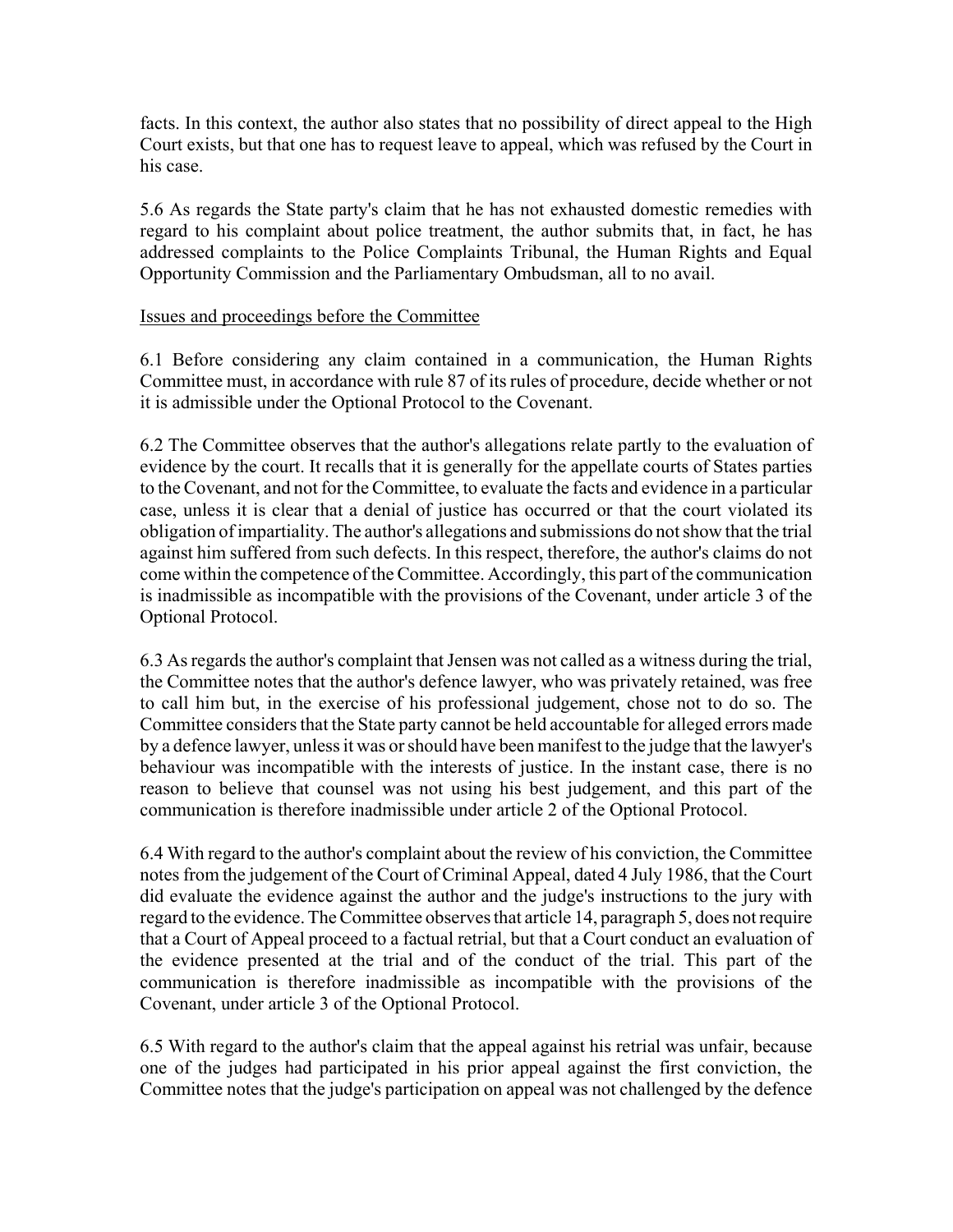facts. In this context, the author also states that no possibility of direct appeal to the High Court exists, but that one has to request leave to appeal, which was refused by the Court in his case.

5.6 As regards the State party's claim that he has not exhausted domestic remedies with regard to his complaint about police treatment, the author submits that, in fact, he has addressed complaints to the Police Complaints Tribunal, the Human Rights and Equal Opportunity Commission and the Parliamentary Ombudsman, all to no avail.

Issues and proceedings before the Committee

6.1 Before considering any claim contained in a communication, the Human Rights Committee must, in accordance with rule 87 of its rules of procedure, decide whether or not it is admissible under the Optional Protocol to the Covenant.

6.2 The Committee observes that the author's allegations relate partly to the evaluation of evidence by the court. It recalls that it is generally for the appellate courts of States parties to the Covenant, and not for the Committee, to evaluate the facts and evidence in a particular case, unless it is clear that a denial of justice has occurred or that the court violated its obligation of impartiality. The author's allegations and submissions do not show that the trial against him suffered from such defects. In this respect, therefore, the author's claims do not come within the competence of the Committee. Accordingly, this part of the communication is inadmissible as incompatible with the provisions of the Covenant, under article 3 of the Optional Protocol.

6.3 As regards the author's complaint that Jensen was not called as a witness during the trial, the Committee notes that the author's defence lawyer, who was privately retained, was free to call him but, in the exercise of his professional judgement, chose not to do so. The Committee considers that the State party cannot be held accountable for alleged errors made by a defence lawyer, unless it was or should have been manifest to the judge that the lawyer's behaviour was incompatible with the interests of justice. In the instant case, there is no reason to believe that counsel was not using his best judgement, and this part of the communication is therefore inadmissible under article 2 of the Optional Protocol.

6.4 With regard to the author's complaint about the review of his conviction, the Committee notes from the judgement of the Court of Criminal Appeal, dated 4 July 1986, that the Court did evaluate the evidence against the author and the judge's instructions to the jury with regard to the evidence. The Committee observes that article 14, paragraph 5, does not require that a Court of Appeal proceed to a factual retrial, but that a Court conduct an evaluation of the evidence presented at the trial and of the conduct of the trial. This part of the communication is therefore inadmissible as incompatible with the provisions of the Covenant, under article 3 of the Optional Protocol.

6.5 With regard to the author's claim that the appeal against his retrial was unfair, because one of the judges had participated in his prior appeal against the first conviction, the Committee notes that the judge's participation on appeal was not challenged by the defence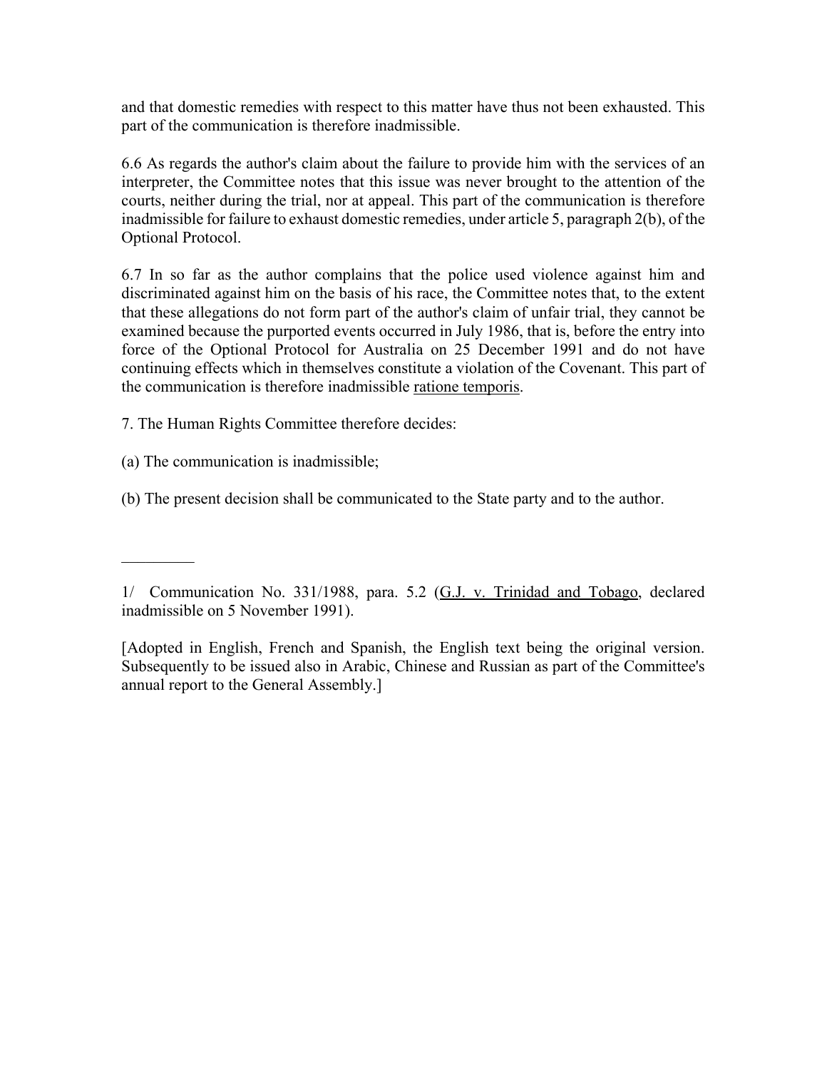and that domestic remedies with respect to this matter have thus not been exhausted. This part of the communication is therefore inadmissible.

6.6 As regards the author's claim about the failure to provide him with the services of an interpreter, the Committee notes that this issue was never brought to the attention of the courts, neither during the trial, nor at appeal. This part of the communication is therefore inadmissible for failure to exhaust domestic remedies, under article 5, paragraph 2(b), of the Optional Protocol.

6.7 In so far as the author complains that the police used violence against him and discriminated against him on the basis of his race, the Committee notes that, to the extent that these allegations do not form part of the author's claim of unfair trial, they cannot be examined because the purported events occurred in July 1986, that is, before the entry into force of the Optional Protocol for Australia on 25 December 1991 and do not have continuing effects which in themselves constitute a violation of the Covenant. This part of the communication is therefore inadmissible ratione temporis.

7. The Human Rights Committee therefore decides:

(a) The communication is inadmissible;

(b) The present decision shall be communicated to the State party and to the author.

---

1/ Communication No. 331/1988, para. 5.2 (G.J. v. Trinidad and Tobago, declared inadmissible on 5 November 1991).

[Adopted in English, French and Spanish, the English text being the original version. Subsequently to be issued also in Arabic, Chinese and Russian as part of the Committee's annual report to the General Assembly.]